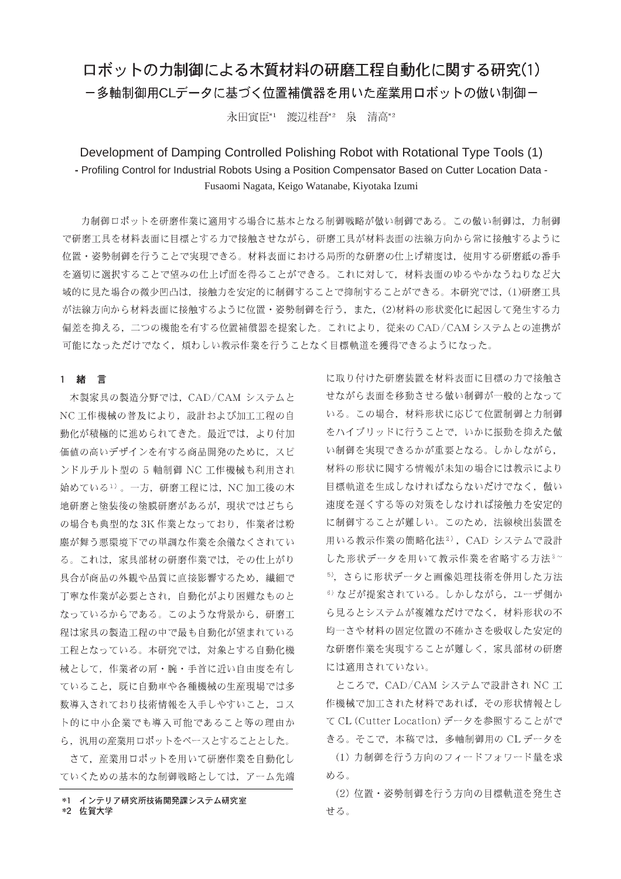# ロボットの力制御による木質材料の研磨工程自動化に関する研究(1)

## －多軸制御用CLデータに基づく位置補償器を用いた産業用ロボットの倣い制御－

永田寅臣[*1]　渡辺桂吾[*2]　泉　清高[*2]

## Development of Damping Controlled Polishing Robot with Rotational Type Tools (1)

**- Profiling Control for Industrial Robots Using a Position Compensator Based on Cutter Location Data -**

Fusaomi Nagata, Keigo Watanabe, Kiyotaka Izumi

力制御ロボットを研磨作業に適用する場合に基本となる制御戦略が倣い制御である。この倣い制御は，力制御で研磨工具を材料表面に目標とする力で接触させながら，研磨工具が材料表面の法線方向から常に接触するように位置・姿勢制御を行うことで実現できる。材料表面における局所的な研磨の仕上げ精度は，使用する研磨紙の番手を適切に選択することで望みの仕上げ面を得ることができる。これに対して，材料表面のゆるやかなうねりなど大域的に見た場合の微少凹凸は，接触力を安定的に制御することで抑制することができる。本研究では，(1)研磨工具が法線方向から材料表面に接触するように位置・姿勢制御を行う，また，(2)材料の形状変化に起因して発生する力偏差を抑える，二つの機能を有する位置補償器を提案した。これにより，従来のCAD/CAMシステムとの連携が可能になっただけでなく，煩わしい教示作業を行うことなく目標軌道を獲得できるようになった。

### 1　緒　言

木製家具の製造分野では，CAD/CAM システムとNC工作機械の普及により，設計および加工工程の自動化が積極的に進められてきた。最近では，より付加価値の高いデザインを有する商品開発のために，スピンドルチルト型の5軸制御NC工作機械も利用され始めている[1]。一方，研磨工程には，NC加工後の木地研磨と塗装後の塗膜研磨があるが，現状ではどちらの場合も典型的な3K作業となっており，作業者は粉塵が舞う悪環境下での単調な作業を余儀なくされている。これは，家具部材の研磨作業では，その仕上がり具合が商品の外観や品質に直接影響するため，繊細で丁寧な作業が必要とされ，自動化がより困難なものとなっているからである。このような背景から，研磨工程は家具の製造工程の中で最も自動化が望まれている工程となっている。本研究では，対象とする自動化機械として，作業者の肩・腕・手首に近い自由度を有していること，既に自動車や各種機械の生産現場では多数導入されており技術情報を入手しやすいこと，コスト的に中小企業でも導入可能であること等の理由から，汎用の産業用ロボットをベースとすることとした。

さて，産業用ロボットを用いて研磨作業を自動化していくための基本的な制御戦略としては，アーム先端に取り付けた研磨装置を材料表面に目標の力で接触させながら表面を移動させる倣い制御が一般的となっている。この場合，材料形状に応じて位置制御と力制御をハイブリッドに行うことで，いかに振動を抑えた倣い制御を実現できるかが重要となる。しかしながら，材料の形状に関する情報が未知の場合には教示により目標軌道を生成しなければならないだけでなく，倣い速度を遅くする等の対策をしなければ接触力を安定的に制御することが難しい。このため，法線検出装置を用いる教示作業の簡略化法[2]，CAD システムで設計した形状データを用いて教示作業を省略する方法[3~5]，さらに形状データと画像処理技術を併用した方法[6]などが提案されている。しかしながら，ユーザ側から見るとシステムが複雑なだけでなく，材料形状の不均一さや材料の固定位置の不確かさを吸収した安定的な研磨作業を実現することが難しく，家具部材の研磨には適用されていない。

ところで，CAD/CAM システムで設計されNC工作機械で加工された材料であれば，その形状情報としてCL (Cutter Location) データを参照することができる。そこで，本稿では，多軸制御用のCLデータを

(1) 力制御を行う方向のフィードフォワード量を求める。

(2) 位置・姿勢制御を行う方向の目標軌道を発生させる。

---

*1　インテリア研究所技術開発課システム研究室
*2　佐賀大学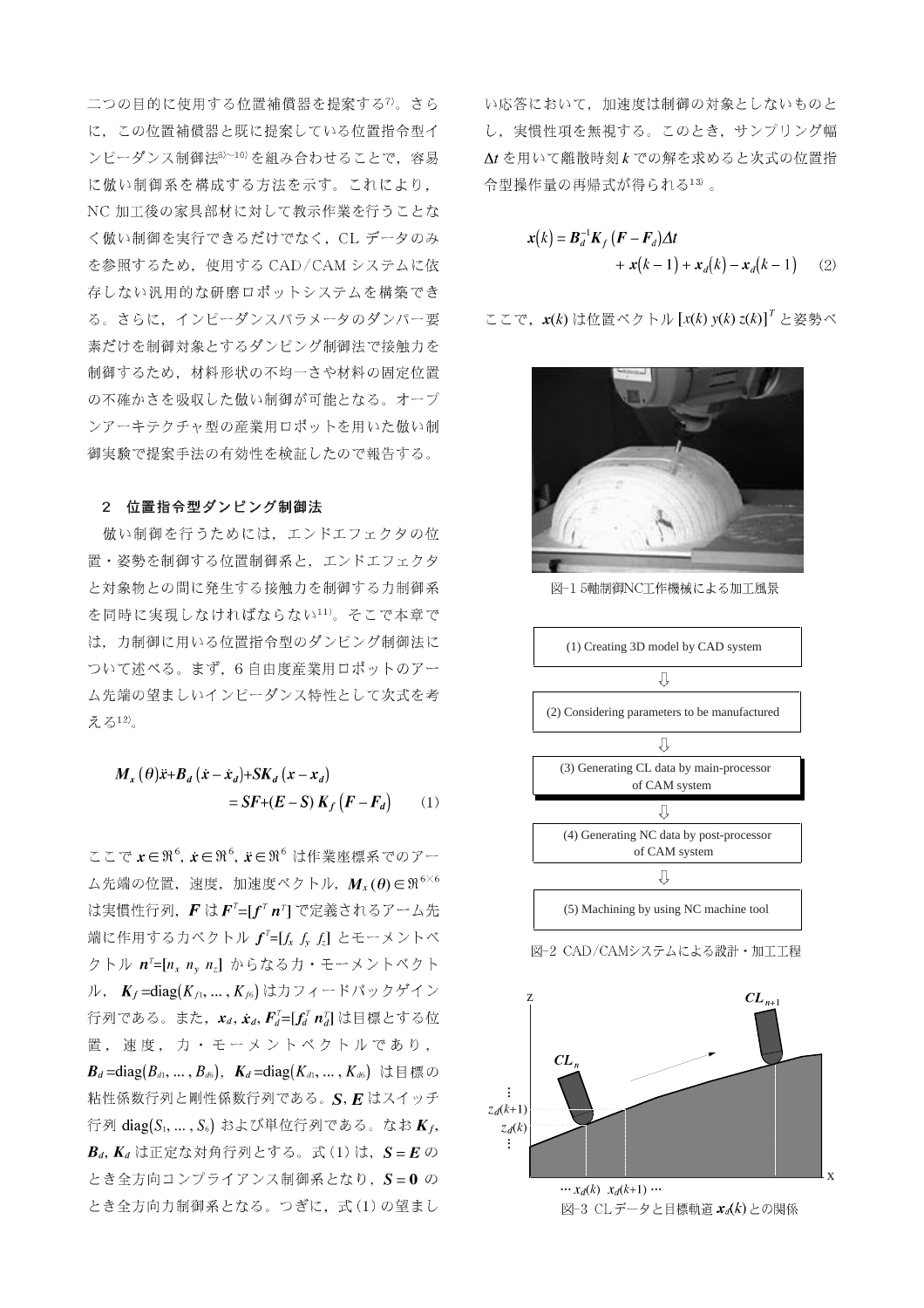二つの目的に使用する位置補償器を提案する[7]。さらに，この位置補償器と既に提案している位置指令型インピーダンス制御法[8)~10)]を組み合わせることで，容易に倣い制御系を構成する方法を示す。これにより，NC 加工後の家具部材に対して教示作業を行うことなく倣い制御を実行できるだけでなく，CL データのみを参照するため，使用する CAD/CAM システムに依存しない汎用的な研磨ロボットシステムを構築できる。さらに，インピーダンスパラメータのダンパー要素だけを制御対象とするダンピング制御法で接触力を制御するため，材料形状の不均一さや材料の固定位置の不確かさを吸収した倣い制御が可能となる。オープンアーキテクチャ型の産業用ロボットを用いた倣い制御実験で提案手法の有効性を検証したので報告する。

## 2 位置指令型ダンピング制御法

倣い制御を行うためには，エンドエフェクタの位置・姿勢を制御する位置制御系と，エンドエフェクタと対象物との間に発生する接触力を制御する力制御系を同時に実現しなければならない[11]。そこで本章では，力制御に用いる位置指令型のダンピング制御法について述べる。まず，6 自由度産業用ロボットのアーム先端の望ましいインピーダンス特性として次式を考える[12]。

$$\boldsymbol{M}_x(\theta)\ddot{\boldsymbol{x}}+\boldsymbol{B}_d(\dot{\boldsymbol{x}}-\dot{\boldsymbol{x}}_d)+\boldsymbol{S}\boldsymbol{K}_d(\boldsymbol{x}-\boldsymbol{x}_d) = \boldsymbol{S}\boldsymbol{F}+(\boldsymbol{E}-\boldsymbol{S})\boldsymbol{K}_f(\boldsymbol{F}-\boldsymbol{F}_d) \qquad (1)$$

ここで $\boldsymbol{x}\in\Re^6$, $\dot{\boldsymbol{x}}\in\Re^6$, $\ddot{\boldsymbol{x}}\in\Re^6$ は作業座標系でのアーム先端の位置，速度，加速度ベクトル，$\boldsymbol{M}_x(\theta)\in\Re^{6\times6}$ は実慣性行列，$\boldsymbol{F}$ は $\boldsymbol{F}^T=[\boldsymbol{f}^T\ \boldsymbol{n}^T]$ で定義されるアーム先端に作用する力ベクトル $\boldsymbol{f}^T=[f_x\ f_y\ f_z]$ とモーメントベクトル $\boldsymbol{n}^T=[n_x\ n_y\ n_z]$ からなる力・モーメントベクトル，$\boldsymbol{K}_f=\mathrm{diag}(K_{f1},\ldots,K_{f6})$ は力フィードバックゲイン行列である。また，$\boldsymbol{x}_d$, $\dot{\boldsymbol{x}}_d$, $\boldsymbol{F}_d^T=[\boldsymbol{f}_d^T\ \boldsymbol{n}_d^T]$ は目標とする位置，速度，力・モーメントベクトルであり，$\boldsymbol{B}_d=\mathrm{diag}(B_{d1},\ldots,B_{d6})$，$\boldsymbol{K}_d=\mathrm{diag}(K_{d1},\ldots,K_{d6})$ は目標の粘性係数行列と剛性係数行列である。$\boldsymbol{S}, \boldsymbol{E}$ はスイッチ行列 $\mathrm{diag}(S_1,\ldots,S_6)$ および単位行列である。なお $\boldsymbol{K}_f$, $\boldsymbol{B}_d$, $\boldsymbol{K}_d$ は正定な対角行列とする。式(1)は，$\boldsymbol{S}=\boldsymbol{E}$ のとき全方向コンプライアンス制御系となり，$\boldsymbol{S}=\boldsymbol{0}$ のとき全方向力制御系となる。つぎに，式(1)の望ましい応答において，加速度は制御の対象としないものとし，実慣性項を無視する。このとき，サンプリング幅 $\Delta t$ を用いて離散時刻 $k$ での解を求めると次式の位置指令型操作量の再帰式が得られる[13]。

$$\boldsymbol{x}(k)=\boldsymbol{B}_d^{-1}\boldsymbol{K}_f(\boldsymbol{F}-\boldsymbol{F}_d)\Delta t + \boldsymbol{x}(k-1)+\boldsymbol{x}_d(k)-\boldsymbol{x}_d(k-1) \qquad (2)$$

ここで，$\boldsymbol{x}(k)$ は位置ベクトル $[x(k)\ y(k)\ z(k)]^T$ と姿勢ベ

図-1 5軸制御NC工作機械による加工風景

(1) Creating 3D model by CAD system
⇩
(2) Considering parameters to be manufactured
⇩
(3) Generating CL data by main-processor of CAM system
⇩
(4) Generating NC data by post-processor of CAM system
⇩
(5) Machining by using NC machine tool

図-2 CAD/CAMシステムによる設計・加工工程

図-3 CLデータと目標軌道 $\boldsymbol{x}_d(k)$ との関係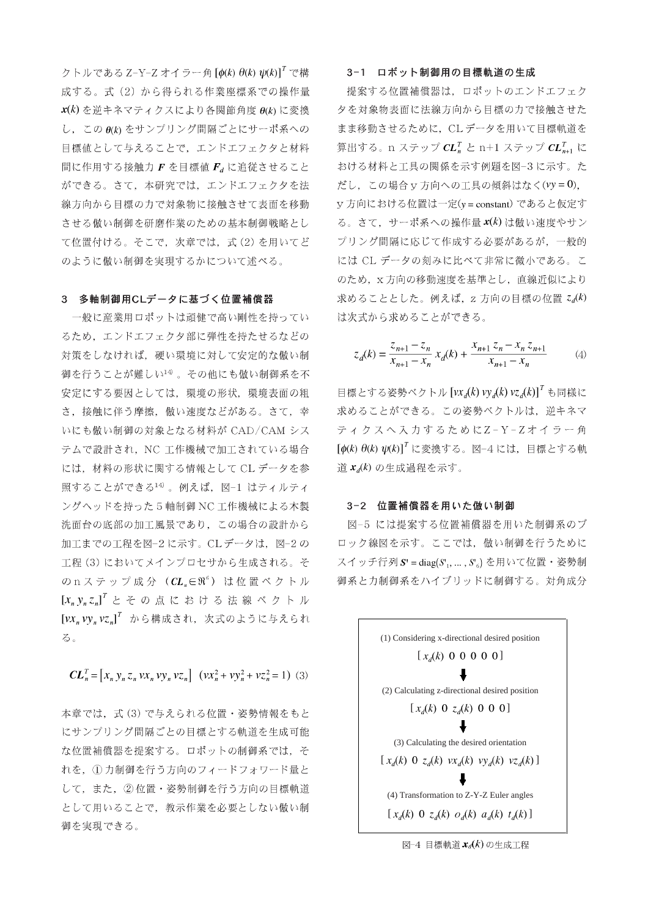クトルであるZ-Y-Zオイラー角 $[\phi(k)\ \theta(k)\ \psi(k)]^T$ で構成する。式（2）から得られる作業座標系での操作量 $\boldsymbol{x}(k)$ を逆キネマティクスにより各関節角度 $\boldsymbol{\theta}(k)$ に変換し，この $\boldsymbol{\theta}(k)$ をサンプリング間隔ごとにサーボ系への目標値として与えることで，エンドエフェクタと材料間に作用する接触力 $\boldsymbol{F}$ を目標値 $\boldsymbol{F}_d$ に追従させることができる。さて，本研究では，エンドエフェクタを法線方向から目標の力で対象物に接触させて表面を移動させる倣い制御を研磨作業のための基本制御戦略として位置付ける。そこで，次章では，式(2)を用いてどのように倣い制御を実現するかについて述べる。

## 3 多軸制御用CLデータに基づく位置補償器

一般に産業用ロボットは頑健で高い剛性を持っているため，エンドエフェクタ部に弾性を持たせるなどの対策をしなければ，硬い環境に対して安定的な倣い制御を行うことが難しい[14]。その他にも倣い制御系を不安定にする要因としては，環境の形状，環境表面の粗さ，接触に伴う摩擦，倣い速度などがある。さて，幸いにも倣い制御の対象となる材料がCAD/CAMシステムで設計され，NC工作機械で加工されている場合には，材料の形状に関する情報としてCLデータを参照することができる[14]。例えば，図-1はティルティングヘッドを持った5軸制御NC工作機械による木製洗面台の底部の加工風景であり，この場合の設計から加工までの工程を図-2に示す。CLデータは，図-2の工程(3)においてメインプロセサから生成される。そのnステップ成分（$\boldsymbol{CL}_n \in \Re^6$）は位置ベクトル $[x_n\ y_n\ z_n]^T$ とその点における法線ベクトル $[vx_n\ vy_n\ vz_n]^T$ から構成され，次式のように与えられる。

$$\boldsymbol{CL}_n^T = [x_n\ y_n\ z_n\ vx_n\ vy_n\ vz_n] \quad (vx_n^2 + vy_n^2 + vz_n^2 = 1) \tag{3}$$

本章では，式(3)で与えられる位置・姿勢情報をもとにサンプリング間隔ごとの目標とする軌道を生成可能な位置補償器を提案する。ロボットの制御系では，それを，①力制御を行う方向のフィードフォワード量として，また，②位置・姿勢制御を行う方向の目標軌道として用いることで，教示作業を必要としない倣い制御を実現できる。

### 3-1 ロボット制御用の目標軌道の生成

提案する位置補償器は，ロボットのエンドエフェクタを対象物表面に法線方向から目標の力で接触させたまま移動させるために，CLデータを用いて目標軌道を算出する。nステップ $\boldsymbol{CL}_n^T$ とn+1ステップ $\boldsymbol{CL}_{n+1}^T$ における材料と工具の関係を示す例題を図-3に示す。ただし，この場合y方向への工具の傾斜はなく($vy = 0$)，y方向における位置は一定($y = \mathrm{constant}$)であると仮定する。さて，サーボ系への操作量 $\boldsymbol{x}(k)$ は倣い速度やサンプリング間隔に応じて作成する必要があるが，一般的にはCLデータの刻みに比べて非常に微小である。このため，x方向の移動速度を基準とし，直線近似により求めることとした。例えば，z方向の目標の位置 $z_d(k)$ は次式から求めることができる。

$$z_d(k) = \frac{z_{n+1} - z_n}{x_{n+1} - x_n}\, x_d(k) + \frac{x_{n+1}\, z_n - x_n\, z_{n+1}}{x_{n+1} - x_n} \tag{4}$$

目標とする姿勢ベクトル $[vx_d(k)\ vy_d(k)\ vz_d(k)]^T$ も同様に求めることができる。この姿勢ベクトルは，逆キネマティクスへ入力するためにZ-Y-Zオイラー角 $[\phi(k)\ \theta(k)\ \psi(k)]^T$ に変換する。図-4には，目標とする軌道 $\boldsymbol{x}_d(k)$ の生成過程を示す。

### 3-2 位置補償器を用いた倣い制御

図-5には提案する位置補償器を用いた制御系のブロック線図を示す。ここでは，倣い制御を行うためにスイッチ行列 $\boldsymbol{S}' = \mathrm{diag}(S'_1, \ldots, S'_6)$ を用いて位置・姿勢制御系と力制御系をハイブリッドに制御する。対角成分

(1) Considering x-directional desired position

$[\,x_d(k)\ 0\ 0\ 0\ 0\ 0\,]$

↓

(2) Calculating z-directional desired position

$[\,x_d(k)\ 0\ z_d(k)\ 0\ 0\ 0\,]$

↓

(3) Calculating the desired orientation

$[\,x_d(k)\ 0\ z_d(k)\ vx_d(k)\ vy_d(k)\ vz_d(k)\,]$

↓

(4) Transformation to Z-Y-Z Euler angles

$[\,x_d(k)\ 0\ z_d(k)\ o_d(k)\ a_d(k)\ t_d(k)\,]$

図-4 目標軌道 $\boldsymbol{x}_d(k)$ の生成工程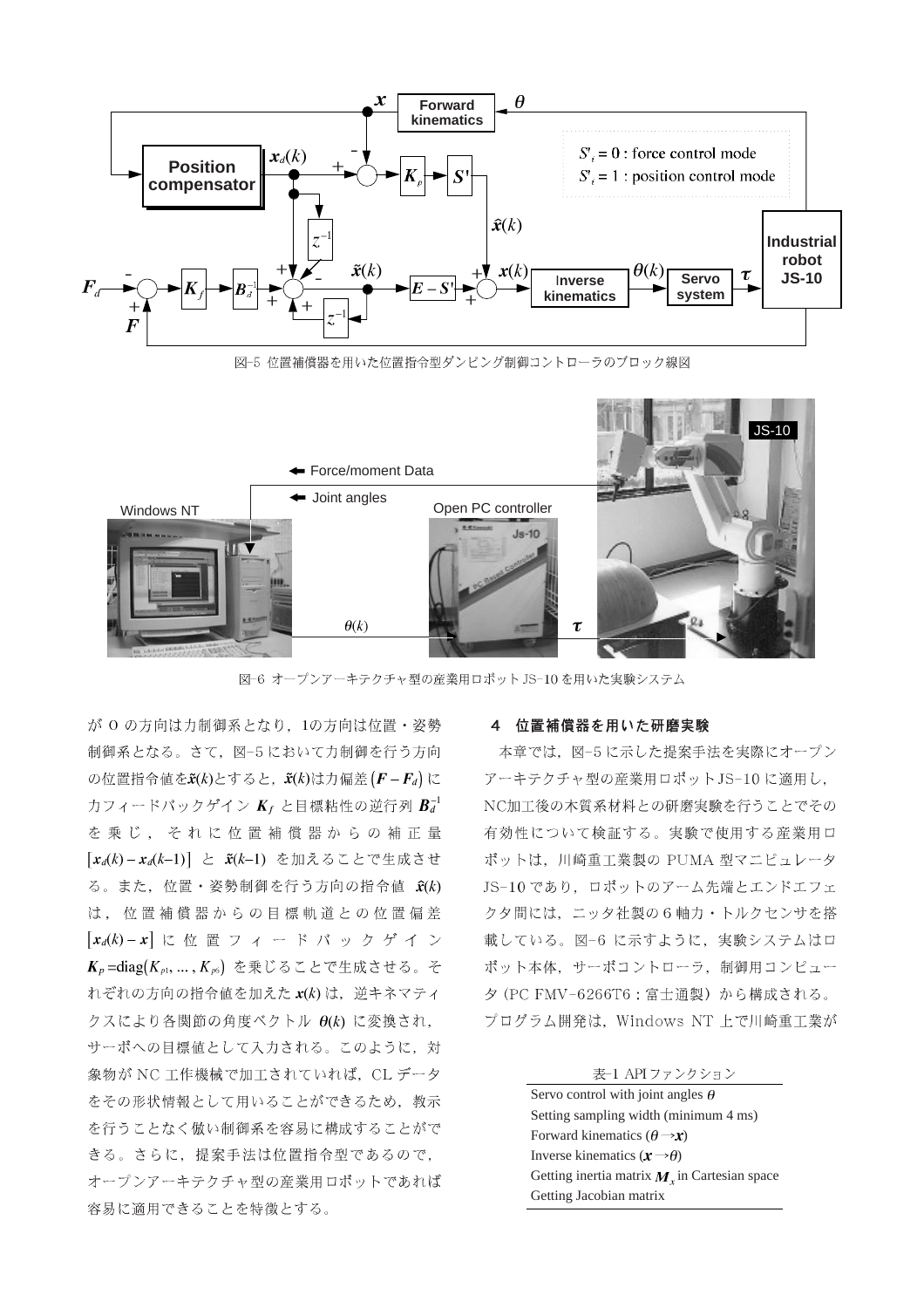図-5 位置補償器を用いた位置指令型ダンピング制御コントローラのブロック線図

図-6 オープンアーキテクチャ型の産業用ロボット JS-10 を用いた実験システム

が 0 の方向は力制御系となり，1の方向は位置・姿勢制御系となる。さて，図-5 において力制御を行う方向の位置指令値を$\tilde{\boldsymbol{x}}(k)$とすると，$\tilde{\boldsymbol{x}}(k)$は力偏差$\left(\boldsymbol{F}-\boldsymbol{F}_d\right)$に力フィードバックゲイン $\boldsymbol{K}_f$ と目標粘性の逆行列 $\boldsymbol{B}_d^{-1}$ を乗じ，それに位置補償器からの補正量$\left[\boldsymbol{x}_d(k)-\boldsymbol{x}_d(k-1)\right]$ と $\tilde{\boldsymbol{x}}(k-1)$ を加えることで生成させる。また，位置・姿勢制御を行う方向の指令値 $\hat{\boldsymbol{x}}(k)$ は，位置補償器からの目標軌道との位置偏差$\left[\boldsymbol{x}_d(k)-\boldsymbol{x}\right]$ に位置フィードバックゲイン $\boldsymbol{K}_p=\mathrm{diag}(K_{p1},\ldots,K_{p6})$ を乗じることで生成させる。それぞれの方向の指令値を加えた $\boldsymbol{x}(k)$ は，逆キネマティクスにより各関節の角度ベクトル $\boldsymbol{\theta}(k)$ に変換され，サーボへの目標値として入力される。このように，対象物が NC 工作機械で加工されていれば，CL データをその形状情報として用いることができるため，教示を行うことなく倣い制御系を容易に構成することができる。さらに，提案手法は位置指令型であるので，オープンアーキテクチャ型の産業用ロボットであれば容易に適用できることを特徴とする。

## 4 位置補償器を用いた研磨実験

本章では，図-5 に示した提案手法を実際にオープンアーキテクチャ型の産業用ロボット JS-10 に適用し，NC加工後の木質系材料との研磨実験を行うことでその有効性について検証する。実験で使用する産業用ロボットは，川崎重工業製の PUMA 型マニピュレータ JS-10 であり，ロボットのアーム先端とエンドエフェクタ間には，ニッタ社製の 6 軸力・トルクセンサを搭載している。図-6 に示すように，実験システムはロボット本体，サーボコントローラ，制御用コンピュータ (PC FMV-6266T6：富士通製) から構成される。プログラム開発は，Windows NT 上で川崎重工業が

表-1 APIファンクション

| |
|---|
| Servo control with joint angles $\theta$ |
| Setting sampling width (minimum 4 ms) |
| Forward kinematics ($\theta \rightarrow \boldsymbol{x}$) |
| Inverse kinematics ($\boldsymbol{x} \rightarrow \theta$) |
| Getting inertia matrix $\boldsymbol{M}_x$ in Cartesian space |
| Getting Jacobian matrix |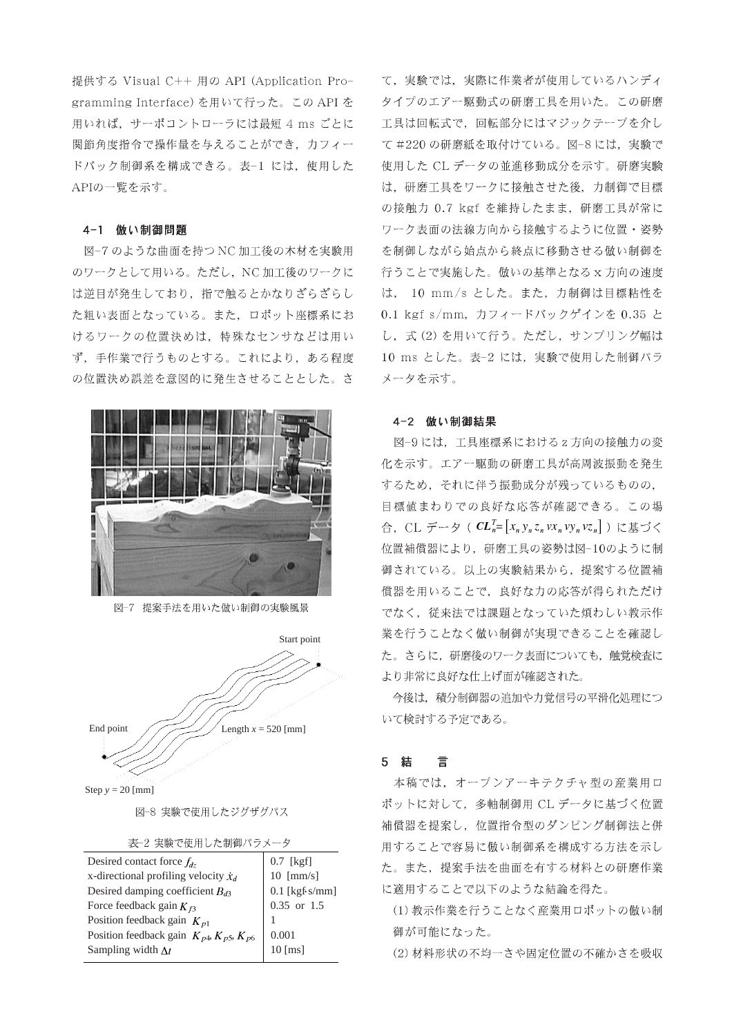提供する Visual C++ 用の API (Application Programming Interface) を用いて行った。この API を用いれば，サーボコントローラには最短 4 ms ごとに関節角度指令で操作量を与えることができ，カフィードバック制御系を構成できる。表-1 には，使用したAPIの一覧を示す。

### 4-1　倣い制御問題

図-7 のような曲面を持つ NC 加工後の木材を実験用のワークとして用いる。ただし，NC 加工後のワークには逆目が発生しており，指で触るとかなりざらざらした粗い表面となっている。また，ロボット座標系におけるワークの位置決めは，特殊なセンサなどは用いず，手作業で行うものとする。これにより，ある程度の位置決め誤差を意図的に発生させることとした。さて，実験では，実際に作業者が使用しているハンディタイプのエアー駆動式の研磨工具を用いた。この研磨工具は回転式で，回転部分にはマジックテープを介して #220 の研磨紙を取付けている。図-8 には，実験で使用した CL データの並進移動成分を示す。研磨実験は，研磨工具をワークに接触させた後，力制御で目標の接触力 0.7 kgf を維持したまま，研磨工具が常にワーク表面の法線方向から接触するように位置・姿勢を制御しながら始点から終点に移動させる倣い制御を行うことで実施した。倣いの基準となる x 方向の速度は，10 mm/s とした。また，力制御は目標粘性を 0.1 kgf s/mm，カフィードバックゲインを 0.35 とし，式 (2) を用いて行う。ただし，サンプリング幅は 10 ms とした。表-2 には，実験で使用した制御パラメータを示す。

図-7　提案手法を用いた倣い制御の実験風景

Start point

End point

Length $x$ = 520 [mm]

Step $y$ = 20 [mm]

図-8 実験で使用したジグザグパス

表-2 実験で使用した制御パラメータ

| Parameter | Value |
|---|---|
| Desired contact force $f_{dz}$ | 0.7 [kgf] |
| x-directional profiling velocity $\dot{x}_d$ | 10 [mm/s] |
| Desired damping coefficient $B_{d3}$ | 0.1 [kgf·s/mm] |
| Force feedback gain $K_{f3}$ | 0.35 or 1.5 |
| Position feedback gain $K_{p1}$ | 1 |
| Position feedback gain $K_{p4}, K_{p5}, K_{p6}$ | 0.001 |
| Sampling width $\Delta t$ | 10 [ms] |

### 4-2　倣い制御結果

図-9 には，工具座標系における z 方向の接触力の変化を示す。エアー駆動の研磨工具が高周波振動を発生するため，それに伴う振動成分が残っているものの，目標値まわりでの良好な応答が確認できる。この場合，CL データ（ $\boldsymbol{CL}_n^T=\left[x_n\, y_n\, z_n\, vx_n\, vy_n\, vz_n\right]$ ）に基づく位置補償器により，研磨工具の姿勢は図-10のように制御されている。以上の実験結果から，提案する位置補償器を用いることで，良好な力の応答が得られただけでなく，従来法では課題となっていた煩わしい教示作業を行うことなく倣い制御が実現できることを確認した。さらに，研磨後のワーク表面についても，触覚検査により非常に良好な仕上げ面が確認された。

今後は，積分制御器の追加や力覚信号の平滑化処理について検討する予定である。

## 5　結　　言

本稿では，オープンアーキテクチャ型の産業用ロボットに対して，多軸制御用 CL データに基づく位置補償器を提案し，位置指令型のダンピング制御法と併用することで容易に倣い制御系を構成する方法を示した。また，提案手法を曲面を有する材料との研磨作業に適用することで以下のような結論を得た。

(1) 教示作業を行うことなく産業用ロボットの倣い制御が可能になった。

(2) 材料形状の不均一さや固定位置の不確かさを吸収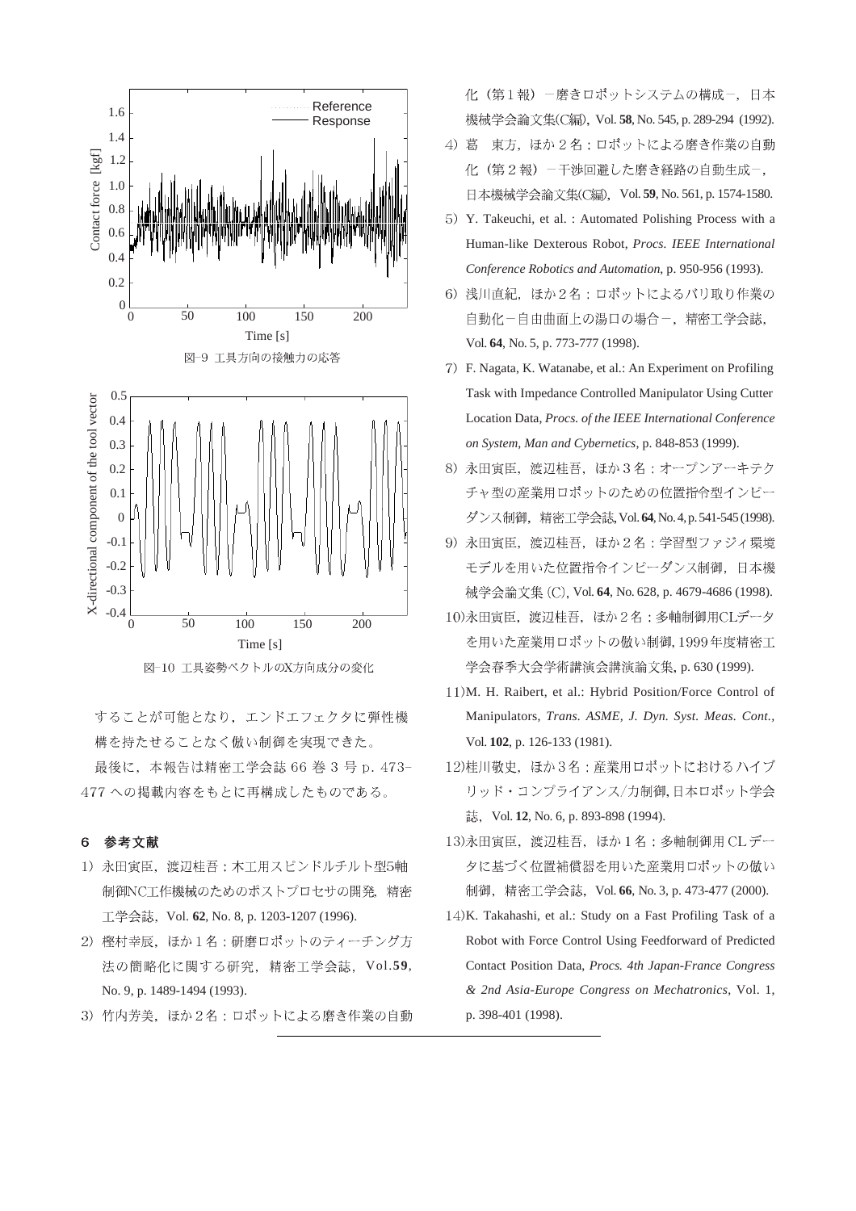Reference
Response
Contact force [kgf]
1.6
1.4
1.2
1.0
0.8
0.6
0.4
0.2
0
0 50 100 150 200
Time [s]

図-9 工具方向の接触力の応答

X-directional component of the tool vector
0.5
0.4
0.3
0.2
0.1
0
-0.1
-0.2
-0.3
-0.4
0 50 100 150 200
Time [s]

図-10 工具姿勢ベクトルのX方向成分の変化

することが可能となり，エンドエフェクタに弾性機構を持たせることなく倣い制御を実現できた。

最後に，本報告は精密工学会誌 66 巻 3 号 p. 473-477 への掲載内容をもとに再構成したものである。

## 6 参考文献

1) 永田寅臣，渡辺桂吾：木工用スピンドルチルト型5軸制御NC工作機械のためのポストプロセサの開発，精密工学会誌，Vol. **62**, No. 8, p. 1203-1207 (1996).
2) 樫村幸辰，ほか１名：研磨ロボットのティーチング方法の簡略化に関する研究，精密工学会誌，Vol.**59**, No. 9, p. 1489-1494 (1993).
3) 竹内芳美，ほか２名：ロボットによる磨き作業の自動化（第１報）－磨きロボットシステムの構成－，日本機械学会論文集(C編)，Vol. **58**, No. 545, p. 289-294 (1992).
4) 葛　東方，ほか２名：ロボットによる磨き作業の自動化（第２報）－干渉回避した磨き経路の自動生成－，日本機械学会論文集(C編)，Vol. **59**, No. 561, p. 1574-1580.
5) Y. Takeuchi, et al. : Automated Polishing Process with a Human-like Dexterous Robot, *Procs. IEEE International Conference Robotics and Automation*, p. 950-956 (1993).
6) 浅川直紀，ほか２名：ロボットによるバリ取り作業の自動化－自由曲面上の湯口の場合－，精密工学会誌，Vol. **64**, No. 5, p. 773-777 (1998).
7) F. Nagata, K. Watanabe, et al.: An Experiment on Profiling Task with Impedance Controlled Manipulator Using Cutter Location Data, *Procs. of the IEEE International Conference on System, Man and Cybernetics*, p. 848-853 (1999).
8) 永田寅臣，渡辺桂吾，ほか３名：オープンアーキテクチャ型の産業用ロボットのための位置指令型インピーダンス制御，精密工学会誌, Vol. **64**, No. 4, p. 541-545 (1998).
9) 永田寅臣，渡辺桂吾，ほか２名：学習型ファジィ環境モデルを用いた位置指令インピーダンス制御，日本機械学会論文集 (C), Vol. **64**, No. 628, p. 4679-4686 (1998).
10) 永田寅臣，渡辺桂吾，ほか２名：多軸制御用CLデータを用いた産業用ロボットの倣い制御, 1999年度精密工学会春季大会学術講演会講演論文集, p. 630 (1999).
11) M. H. Raibert, et al.: Hybrid Position/Force Control of Manipulators, *Trans. ASME, J. Dyn. Syst. Meas. Cont.*, Vol. **102**, p. 126-133 (1981).
12) 桂川敬史，ほか３名：産業用ロボットにおけるハイブリッド・コンプライアンス/力制御, 日本ロボット学会誌，Vol. **12**, No. 6, p. 893-898 (1994).
13) 永田寅臣，渡辺桂吾，ほか１名：多軸制御用 CL データに基づく位置補償器を用いた産業用ロボットの倣い制御，精密工学会誌，Vol. **66**, No. 3, p. 473-477 (2000).
14) K. Takahashi, et al.: Study on a Fast Profiling Task of a Robot with Force Control Using Feedforward of Predicted Contact Position Data, *Procs. 4th Japan-France Congress & 2nd Asia-Europe Congress on Mechatronics*, Vol. 1, p. 398-401 (1998).